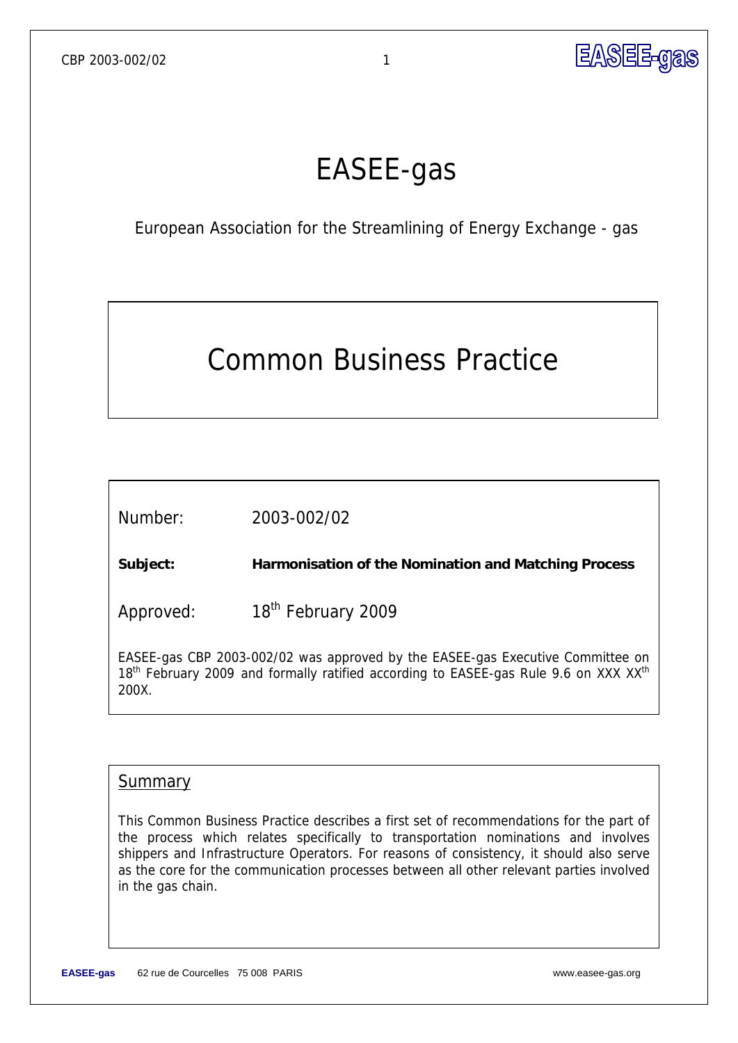# EASEE-gas

European Association for the Streamlining of Energy Exchange - gas

# Common Business Practice

Number: 2003-002/02

**Subject:** **Harmonisation of the Nomination and Matching Process**

Approved: 18th February 2009

EASEE-gas CBP 2003-002/02 was approved by the EASEE-gas Executive Committee on 18th February 2009 and formally ratified according to EASEE-gas Rule 9.6 on XXX XXth 200X.

## Summary

This Common Business Practice describes a first set of recommendations for the part of the process which relates specifically to transportation nominations and involves shippers and Infrastructure Operators. For reasons of consistency, it should also serve as the core for the communication processes between all other relevant parties involved in the gas chain.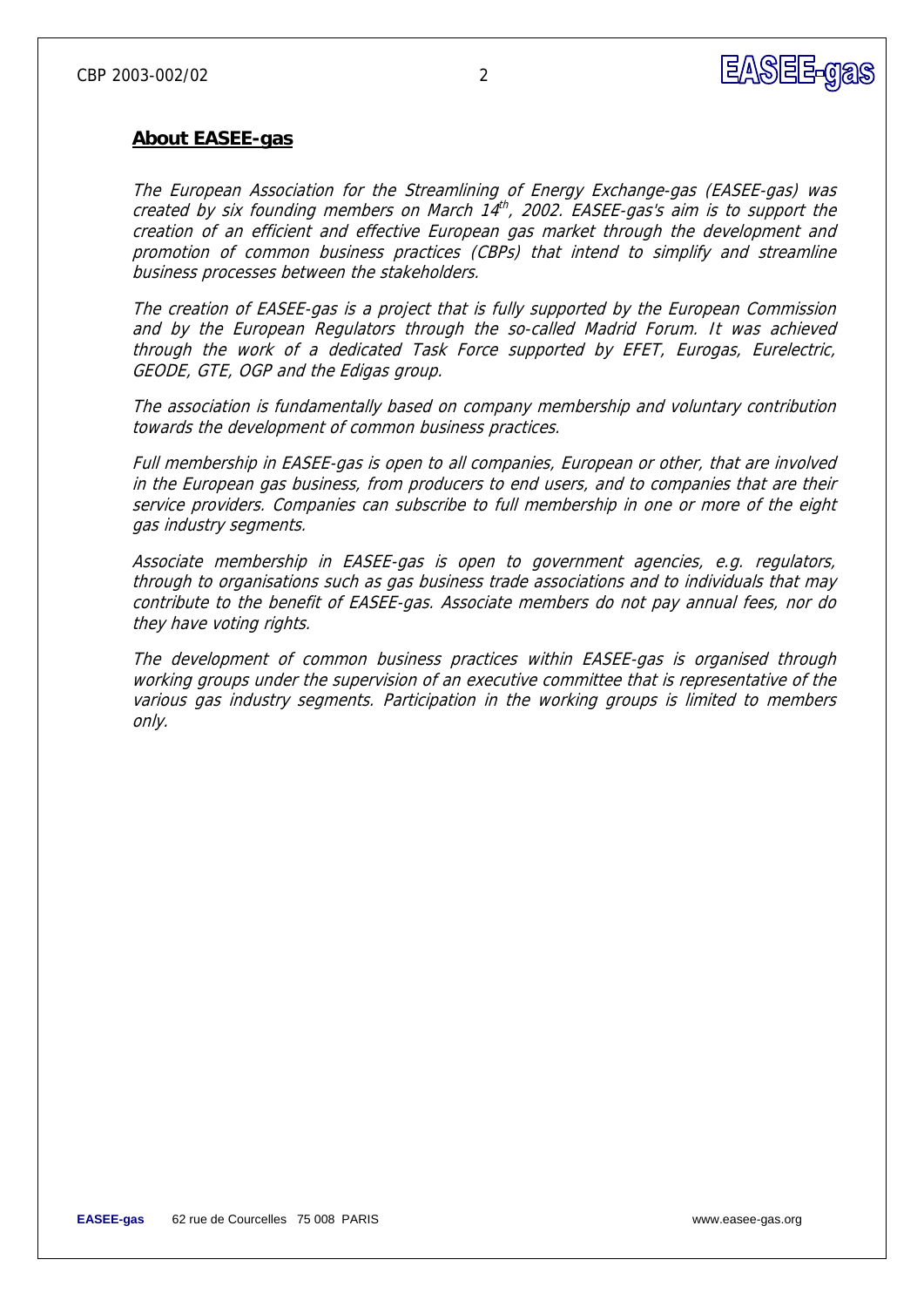## About EASEE-gas

*The European Association for the Streamlining of Energy Exchange-gas (EASEE-gas) was created by six founding members on March 14th, 2002. EASEE-gas's aim is to support the creation of an efficient and effective European gas market through the development and promotion of common business practices (CBPs) that intend to simplify and streamline business processes between the stakeholders.*

*The creation of EASEE-gas is a project that is fully supported by the European Commission and by the European Regulators through the so-called Madrid Forum. It was achieved through the work of a dedicated Task Force supported by EFET, Eurogas, Eurelectric, GEODE, GTE, OGP and the Edigas group.*

*The association is fundamentally based on company membership and voluntary contribution towards the development of common business practices.*

*Full membership in EASEE-gas is open to all companies, European or other, that are involved in the European gas business, from producers to end users, and to companies that are their service providers. Companies can subscribe to full membership in one or more of the eight gas industry segments.*

*Associate membership in EASEE-gas is open to government agencies, e.g. regulators, through to organisations such as gas business trade associations and to individuals that may contribute to the benefit of EASEE-gas. Associate members do not pay annual fees, nor do they have voting rights.*

*The development of common business practices within EASEE-gas is organised through working groups under the supervision of an executive committee that is representative of the various gas industry segments. Participation in the working groups is limited to members only.*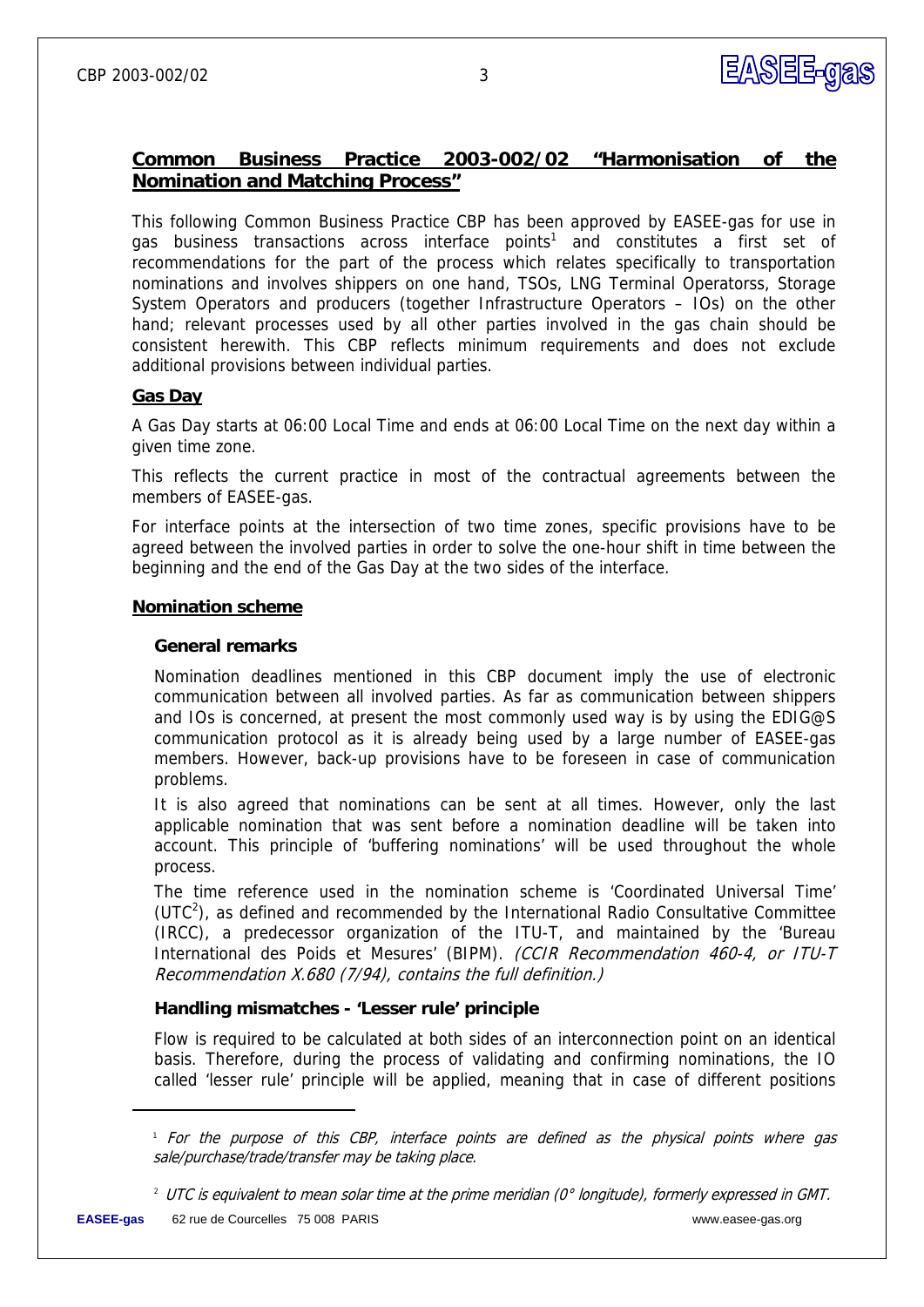## Common Business Practice 2003-002/02 "Harmonisation of the Nomination and Matching Process"

This following Common Business Practice CBP has been approved by EASEE-gas for use in gas business transactions across interface points[1] and constitutes a first set of recommendations for the part of the process which relates specifically to transportation nominations and involves shippers on one hand, TSOs, LNG Terminal Operatorss, Storage System Operators and producers (together Infrastructure Operators – IOs) on the other hand; relevant processes used by all other parties involved in the gas chain should be consistent herewith. This CBP reflects minimum requirements and does not exclude additional provisions between individual parties.

### Gas Day

A Gas Day starts at 06:00 Local Time and ends at 06:00 Local Time on the next day within a given time zone.

This reflects the current practice in most of the contractual agreements between the members of EASEE-gas.

For interface points at the intersection of two time zones, specific provisions have to be agreed between the involved parties in order to solve the one-hour shift in time between the beginning and the end of the Gas Day at the two sides of the interface.

### Nomination scheme

#### General remarks

Nomination deadlines mentioned in this CBP document imply the use of electronic communication between all involved parties. As far as communication between shippers and IOs is concerned, at present the most commonly used way is by using the EDIG@S communication protocol as it is already being used by a large number of EASEE-gas members. However, back-up provisions have to be foreseen in case of communication problems.

It is also agreed that nominations can be sent at all times. However, only the last applicable nomination that was sent before a nomination deadline will be taken into account. This principle of 'buffering nominations' will be used throughout the whole process.

The time reference used in the nomination scheme is 'Coordinated Universal Time' (UTC[2]), as defined and recommended by the International Radio Consultative Committee (IRCC), a predecessor organization of the ITU-T, and maintained by the 'Bureau International des Poids et Mesures' (BIPM). *(CCIR Recommendation 460-4, or ITU-T Recommendation X.680 (7/94), contains the full definition.)*

#### Handling mismatches - 'Lesser rule' principle

Flow is required to be calculated at both sides of an interconnection point on an identical basis. Therefore, during the process of validating and confirming nominations, the IO called 'lesser rule' principle will be applied, meaning that in case of different positions

---

[1] *For the purpose of this CBP, interface points are defined as the physical points where gas sale/purchase/trade/transfer may be taking place.*

[2] *UTC is equivalent to mean solar time at the prime meridian (0° longitude), formerly expressed in GMT.*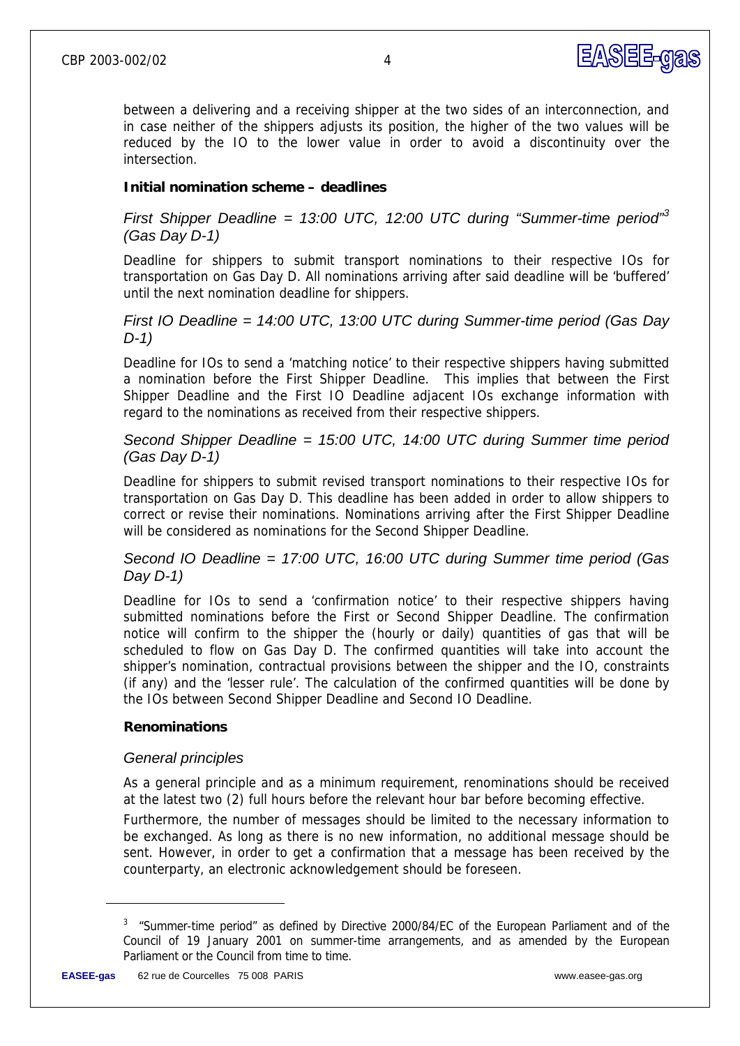between a delivering and a receiving shipper at the two sides of an interconnection, and in case neither of the shippers adjusts its position, the higher of the two values will be reduced by the IO to the lower value in order to avoid a discontinuity over the intersection.

**Initial nomination scheme – deadlines**

*First Shipper Deadline = 13:00 UTC, 12:00 UTC during "Summer-time period"[3] (Gas Day D-1)*

Deadline for shippers to submit transport nominations to their respective IOs for transportation on Gas Day D. All nominations arriving after said deadline will be 'buffered' until the next nomination deadline for shippers.

*First IO Deadline = 14:00 UTC, 13:00 UTC during Summer-time period (Gas Day D-1)*

Deadline for IOs to send a 'matching notice' to their respective shippers having submitted a nomination before the First Shipper Deadline. This implies that between the First Shipper Deadline and the First IO Deadline adjacent IOs exchange information with regard to the nominations as received from their respective shippers.

*Second Shipper Deadline = 15:00 UTC, 14:00 UTC during Summer time period (Gas Day D-1)*

Deadline for shippers to submit revised transport nominations to their respective IOs for transportation on Gas Day D. This deadline has been added in order to allow shippers to correct or revise their nominations. Nominations arriving after the First Shipper Deadline will be considered as nominations for the Second Shipper Deadline.

*Second IO Deadline = 17:00 UTC, 16:00 UTC during Summer time period (Gas Day D-1)*

Deadline for IOs to send a 'confirmation notice' to their respective shippers having submitted nominations before the First or Second Shipper Deadline. The confirmation notice will confirm to the shipper the (hourly or daily) quantities of gas that will be scheduled to flow on Gas Day D. The confirmed quantities will take into account the shipper's nomination, contractual provisions between the shipper and the IO, constraints (if any) and the 'lesser rule'. The calculation of the confirmed quantities will be done by the IOs between Second Shipper Deadline and Second IO Deadline.

**Renominations**

*General principles*

As a general principle and as a minimum requirement, renominations should be received at the latest two (2) full hours before the relevant hour bar before becoming effective.

Furthermore, the number of messages should be limited to the necessary information to be exchanged. As long as there is no new information, no additional message should be sent. However, in order to get a confirmation that a message has been received by the counterparty, an electronic acknowledgement should be foreseen.

---

[3] "Summer-time period" as defined by Directive 2000/84/EC of the European Parliament and of the Council of 19 January 2001 on summer-time arrangements, and as amended by the European Parliament or the Council from time to time.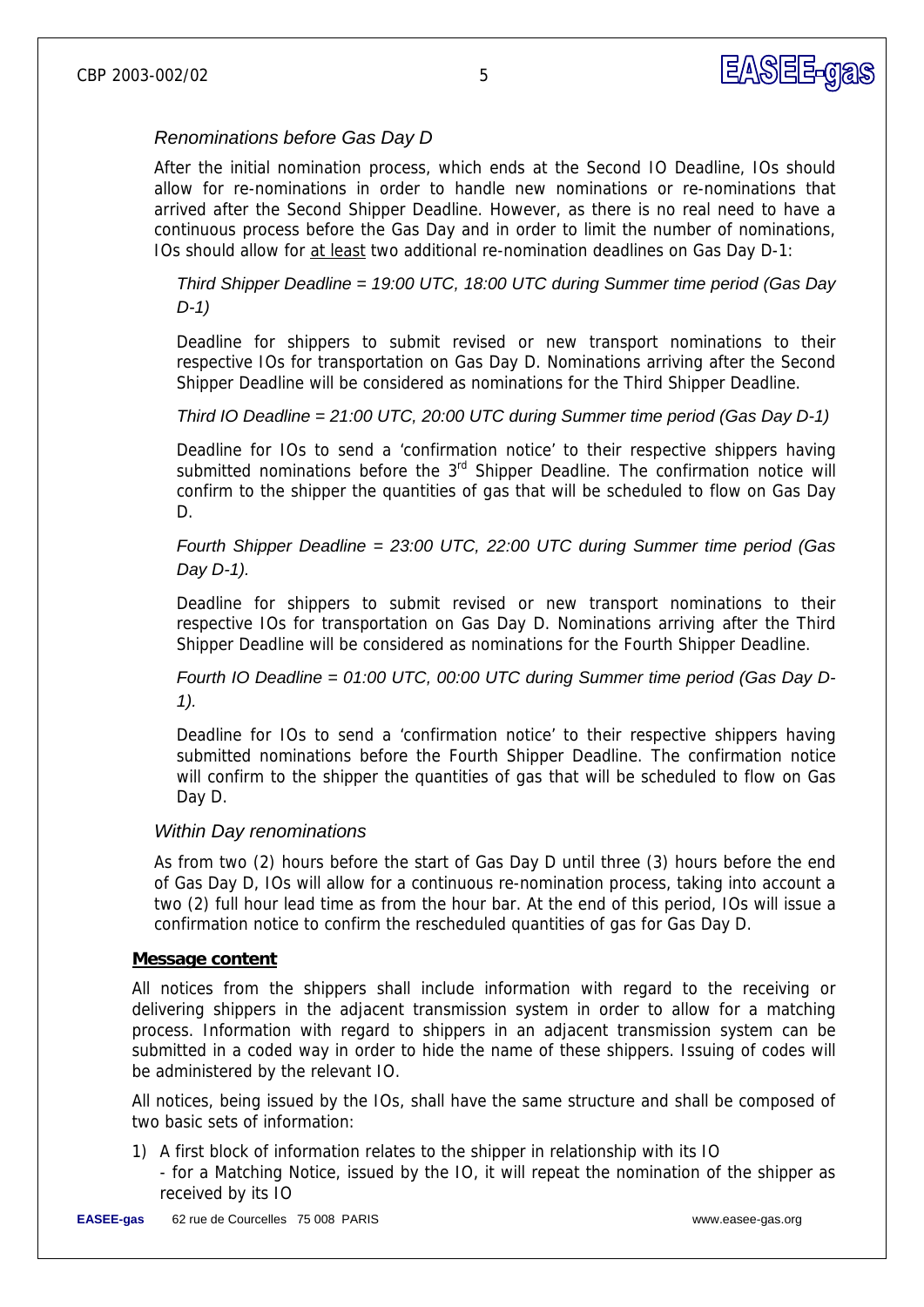### *Renominations before Gas Day D*

After the initial nomination process, which ends at the Second IO Deadline, IOs should allow for re-nominations in order to handle new nominations or re-nominations that arrived after the Second Shipper Deadline. However, as there is no real need to have a continuous process before the Gas Day and in order to limit the number of nominations, IOs should allow for <u>at least</u> two additional re-nomination deadlines on Gas Day D-1:

*Third Shipper Deadline = 19:00 UTC, 18:00 UTC during Summer time period (Gas Day D-1)*

Deadline for shippers to submit revised or new transport nominations to their respective IOs for transportation on Gas Day D. Nominations arriving after the Second Shipper Deadline will be considered as nominations for the Third Shipper Deadline.

*Third IO Deadline = 21:00 UTC, 20:00 UTC during Summer time period (Gas Day D-1)*

Deadline for IOs to send a 'confirmation notice' to their respective shippers having submitted nominations before the 3rd Shipper Deadline. The confirmation notice will confirm to the shipper the quantities of gas that will be scheduled to flow on Gas Day D.

*Fourth Shipper Deadline = 23:00 UTC, 22:00 UTC during Summer time period (Gas Day D-1).*

Deadline for shippers to submit revised or new transport nominations to their respective IOs for transportation on Gas Day D. Nominations arriving after the Third Shipper Deadline will be considered as nominations for the Fourth Shipper Deadline.

*Fourth IO Deadline = 01:00 UTC, 00:00 UTC during Summer time period (Gas Day D-1).*

Deadline for IOs to send a 'confirmation notice' to their respective shippers having submitted nominations before the Fourth Shipper Deadline. The confirmation notice will confirm to the shipper the quantities of gas that will be scheduled to flow on Gas Day D.

### *Within Day renominations*

As from two (2) hours before the start of Gas Day D until three (3) hours before the end of Gas Day D, IOs will allow for a continuous re-nomination process, taking into account a two (2) full hour lead time as from the hour bar. At the end of this period, IOs will issue a confirmation notice to confirm the rescheduled quantities of gas for Gas Day D.

## **<u>Message content</u>**

All notices from the shippers shall include information with regard to the receiving or delivering shippers in the adjacent transmission system in order to allow for a matching process. Information with regard to shippers in an adjacent transmission system can be submitted in a coded way in order to hide the name of these shippers. Issuing of codes will be administered by the relevant IO.

All notices, being issued by the IOs, shall have the same structure and shall be composed of two basic sets of information:

1) A first block of information relates to the shipper in relationship with its IO
   - for a Matching Notice, issued by the IO, it will repeat the nomination of the shipper as received by its IO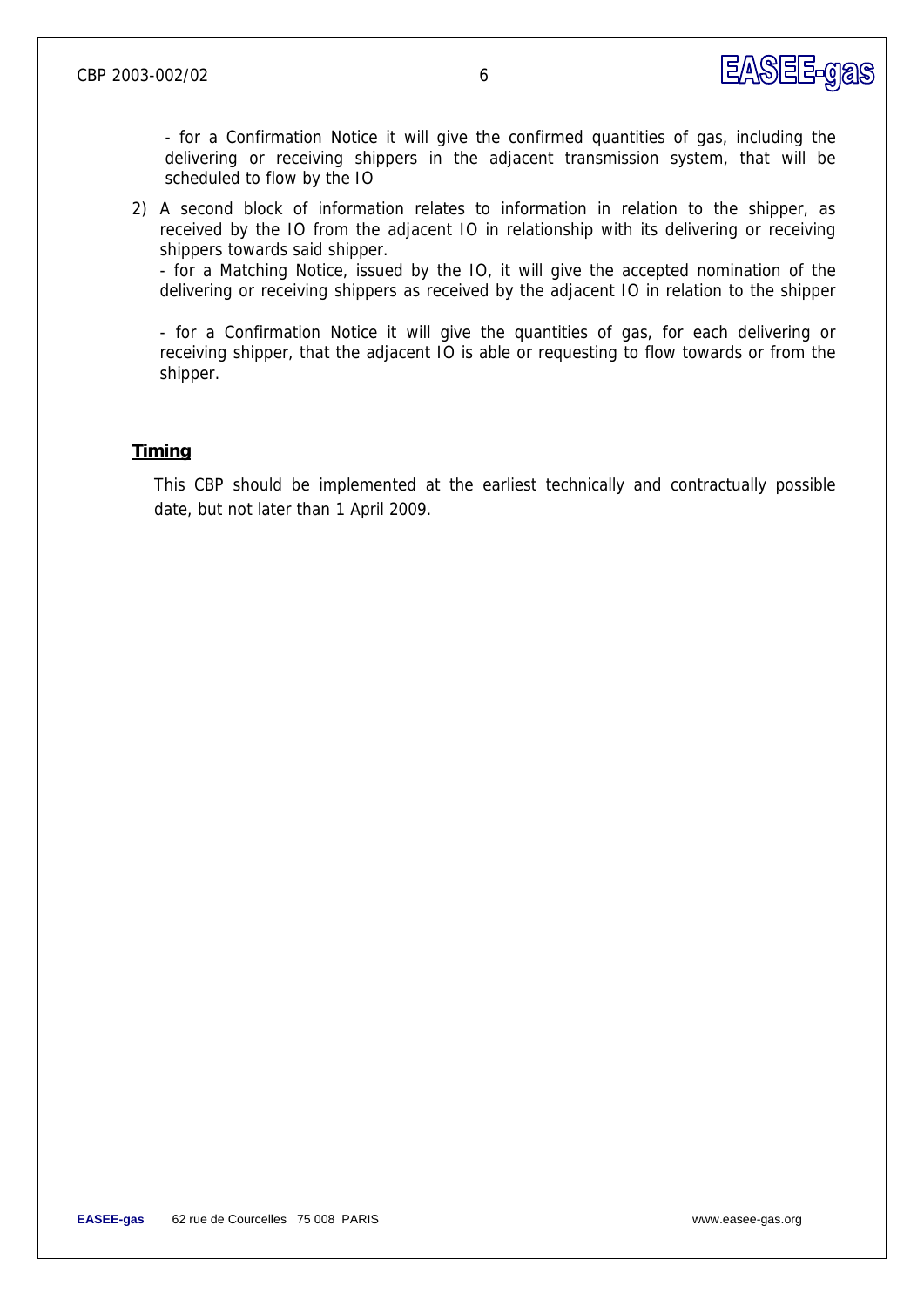- for a Confirmation Notice it will give the confirmed quantities of gas, including the delivering or receiving shippers in the adjacent transmission system, that will be scheduled to flow by the IO

2) A second block of information relates to information in relation to the shipper, as received by the IO from the adjacent IO in relationship with its delivering or receiving shippers towards said shipper.
   - for a Matching Notice, issued by the IO, it will give the accepted nomination of the delivering or receiving shippers as received by the adjacent IO in relation to the shipper

   - for a Confirmation Notice it will give the quantities of gas, for each delivering or receiving shipper, that the adjacent IO is able or requesting to flow towards or from the shipper.

**Timing**

This CBP should be implemented at the earliest technically and contractually possible date, but not later than 1 April 2009.